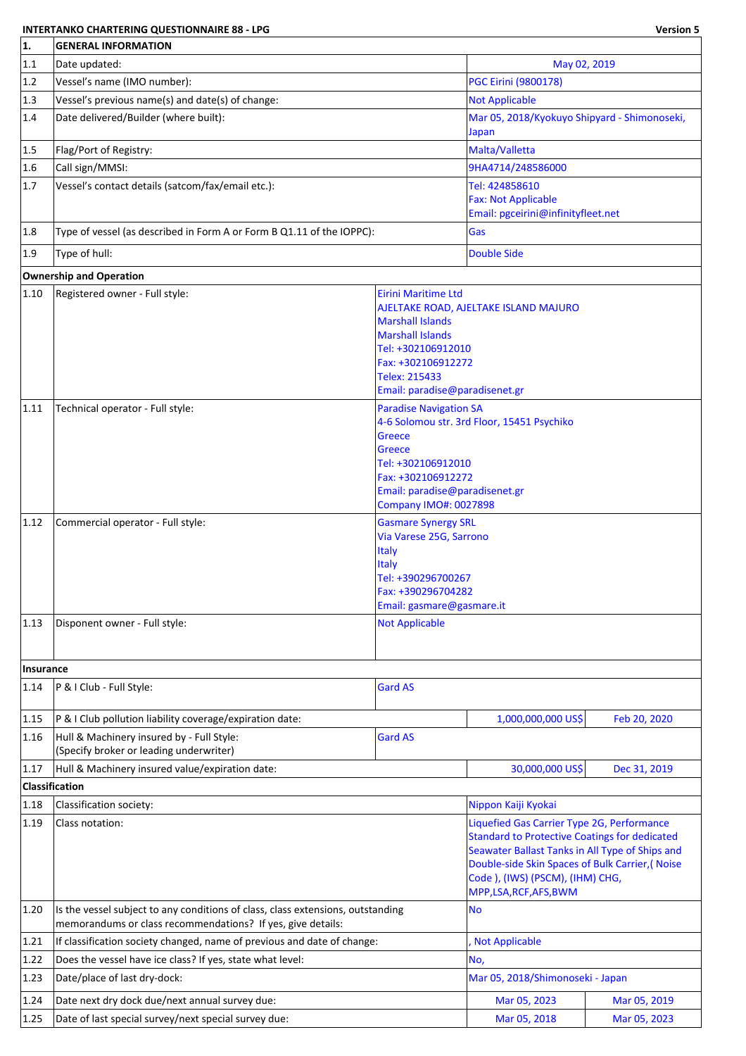**INTERTANKO CHARTERING QUESTIONNAIRE 88 - LPG** — **Version 5**

| 1. | GENERAL INFORMATION | | |
|---|---|---|---|
| 1.1 | Date updated: | May 02, 2019 | |
| 1.2 | Vessel's name (IMO number): | PGC Eirini (9800178) | |
| 1.3 | Vessel's previous name(s) and date(s) of change: | Not Applicable | |
| 1.4 | Date delivered/Builder (where built): | Mar 05, 2018/Kyokuyo Shipyard - Shimonoseki, Japan | |
| 1.5 | Flag/Port of Registry: | Malta/Valletta | |
| 1.6 | Call sign/MMSI: | 9HA4714/248586000 | |
| 1.7 | Vessel's contact details (satcom/fax/email etc.): | Tel: 424858610<br>Fax: Not Applicable<br>Email: pgceirini@infinityfleet.net | |
| 1.8 | Type of vessel (as described in Form A or Form B Q1.11 of the IOPPC): | Gas | |
| 1.9 | Type of hull: | Double Side | |
| **Ownership and Operation** | | | |
| 1.10 | Registered owner - Full style: | Eirini Maritime Ltd<br>AJELTAKE ROAD, AJELTAKE ISLAND MAJURO<br>Marshall Islands<br>Marshall Islands<br>Tel: +302106912010<br>Fax: +302106912272<br>Telex: 215433<br>Email: paradise@paradisenet.gr | |
| 1.11 | Technical operator - Full style: | Paradise Navigation SA<br>4-6 Solomou str. 3rd Floor, 15451 Psychiko<br>Greece<br>Greece<br>Tel: +302106912010<br>Fax: +302106912272<br>Email: paradise@paradisenet.gr<br>Company IMO#: 0027898 | |
| 1.12 | Commercial operator - Full style: | Gasmare Synergy SRL<br>Via Varese 25G, Sarrono<br>Italy<br>Italy<br>Tel: +390296700267<br>Fax: +390296704282<br>Email: gasmare@gasmare.it | |
| 1.13 | Disponent owner - Full style: | Not Applicable | |
| **Insurance** | | | |
| 1.14 | P & I Club - Full Style: | Gard AS | |
| 1.15 | P & I Club pollution liability coverage/expiration date: | 1,000,000,000 US$ | Feb 20, 2020 |
| 1.16 | Hull & Machinery insured by - Full Style:<br>(Specify broker or leading underwriter) | Gard AS | |
| 1.17 | Hull & Machinery insured value/expiration date: | 30,000,000 US$ | Dec 31, 2019 |
| **Classification** | | | |
| 1.18 | Classification society: | Nippon Kaiji Kyokai | |
| 1.19 | Class notation: | Liquefied Gas Carrier Type 2G, Performance Standard to Protective Coatings for dedicated Seawater Ballast Tanks in All Type of Ships and Double-side Skin Spaces of Bulk Carrier,( Noise Code ), (IWS) (PSCM), (IHM) CHG, MPP,LSA,RCF,AFS,BWM | |
| 1.20 | Is the vessel subject to any conditions of class, class extensions, outstanding memorandums or class recommendations? If yes, give details: | No | |
| 1.21 | If classification society changed, name of previous and date of change: | , Not Applicable | |
| 1.22 | Does the vessel have ice class? If yes, state what level: | No, | |
| 1.23 | Date/place of last dry-dock: | Mar 05, 2018/Shimonoseki - Japan | |
| 1.24 | Date next dry dock due/next annual survey due: | Mar 05, 2023 | Mar 05, 2019 |
| 1.25 | Date of last special survey/next special survey due: | Mar 05, 2018 | Mar 05, 2023 |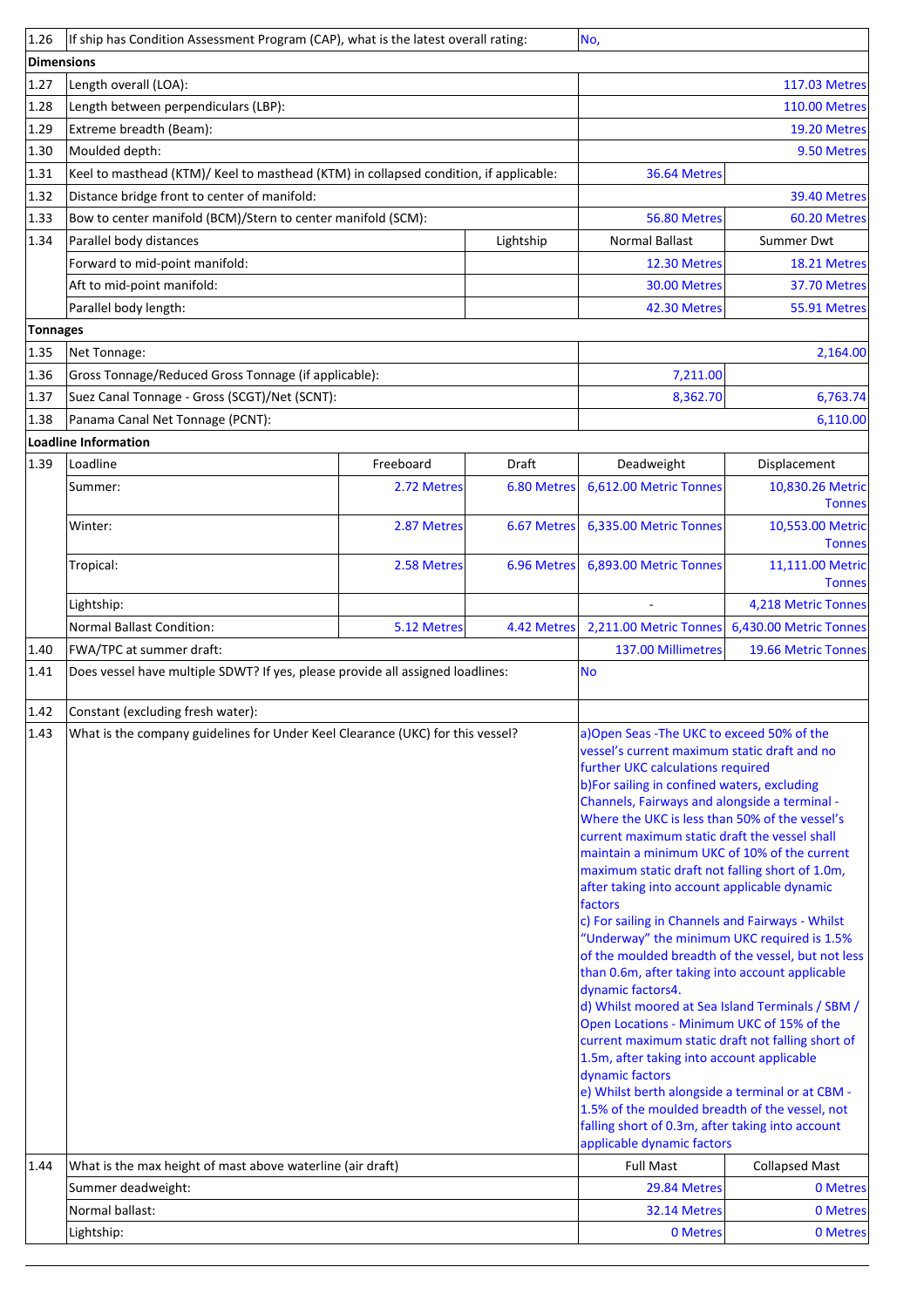| | | | | | |
|---|---|---|---|---|---|
| 1.26 | If ship has Condition Assessment Program (CAP), what is the latest overall rating: | | | No, | |
| **Dimensions** | | | | | |
| 1.27 | Length overall (LOA): | | | | 117.03 Metres |
| 1.28 | Length between perpendiculars (LBP): | | | | 110.00 Metres |
| 1.29 | Extreme breadth (Beam): | | | | 19.20 Metres |
| 1.30 | Moulded depth: | | | | 9.50 Metres |
| 1.31 | Keel to masthead (KTM)/ Keel to masthead (KTM) in collapsed condition, if applicable: | | | 36.64 Metres | |
| 1.32 | Distance bridge front to center of manifold: | | | | 39.40 Metres |
| 1.33 | Bow to center manifold (BCM)/Stern to center manifold (SCM): | | | 56.80 Metres | 60.20 Metres |
| 1.34 | Parallel body distances | | Lightship | Normal Ballast | Summer Dwt |
| | Forward to mid-point manifold: | | | 12.30 Metres | 18.21 Metres |
| | Aft to mid-point manifold: | | | 30.00 Metres | 37.70 Metres |
| | Parallel body length: | | | 42.30 Metres | 55.91 Metres |
| **Tonnages** | | | | | |
| 1.35 | Net Tonnage: | | | | 2,164.00 |
| 1.36 | Gross Tonnage/Reduced Gross Tonnage (if applicable): | | | 7,211.00 | |
| 1.37 | Suez Canal Tonnage - Gross (SCGT)/Net (SCNT): | | | 8,362.70 | 6,763.74 |
| 1.38 | Panama Canal Net Tonnage (PCNT): | | | | 6,110.00 |
| **Loadline Information** | | | | | |
| 1.39 | Loadline | Freeboard | Draft | Deadweight | Displacement |
| | Summer: | 2.72 Metres | 6.80 Metres | 6,612.00 Metric Tonnes | 10,830.26 Metric Tonnes |
| | Winter: | 2.87 Metres | 6.67 Metres | 6,335.00 Metric Tonnes | 10,553.00 Metric Tonnes |
| | Tropical: | 2.58 Metres | 6.96 Metres | 6,893.00 Metric Tonnes | 11,111.00 Metric Tonnes |
| | Lightship: | | | - | 4,218 Metric Tonnes |
| | Normal Ballast Condition: | 5.12 Metres | 4.42 Metres | 2,211.00 Metric Tonnes | 6,430.00 Metric Tonnes |
| 1.40 | FWA/TPC at summer draft: | | | 137.00 Millimetres | 19.66 Metric Tonnes |
| 1.41 | Does vessel have multiple SDWT? If yes, please provide all assigned loadlines: | | | No | |
| 1.42 | Constant (excluding fresh water): | | | | |
| 1.43 | What is the company guidelines for Under Keel Clearance (UKC) for this vessel? | | | a)Open Seas -The UKC to exceed 50% of the vessel's current maximum static draft and no further UKC calculations required<br>b)For sailing in confined waters, excluding Channels, Fairways and alongside a terminal - Where the UKC is less than 50% of the vessel's current maximum static draft the vessel shall maintain a minimum UKC of 10% of the current maximum static draft not falling short of 1.0m, after taking into account applicable dynamic factors<br>c) For sailing in Channels and Fairways - Whilst "Underway" the minimum UKC required is 1.5% of the moulded breadth of the vessel, but not less than 0.6m, after taking into account applicable dynamic factors4.<br>d) Whilst moored at Sea Island Terminals / SBM / Open Locations - Minimum UKC of 15% of the current maximum static draft not falling short of 1.5m, after taking into account applicable dynamic factors<br>e) Whilst berth alongside a terminal or at CBM - 1.5% of the moulded breadth of the vessel, not falling short of 0.3m, after taking into account applicable dynamic factors | |
| 1.44 | What is the max height of mast above waterline (air draft) | | | Full Mast | Collapsed Mast |
| | Summer deadweight: | | | 29.84 Metres | 0 Metres |
| | Normal ballast: | | | 32.14 Metres | 0 Metres |
| | Lightship: | | | 0 Metres | 0 Metres |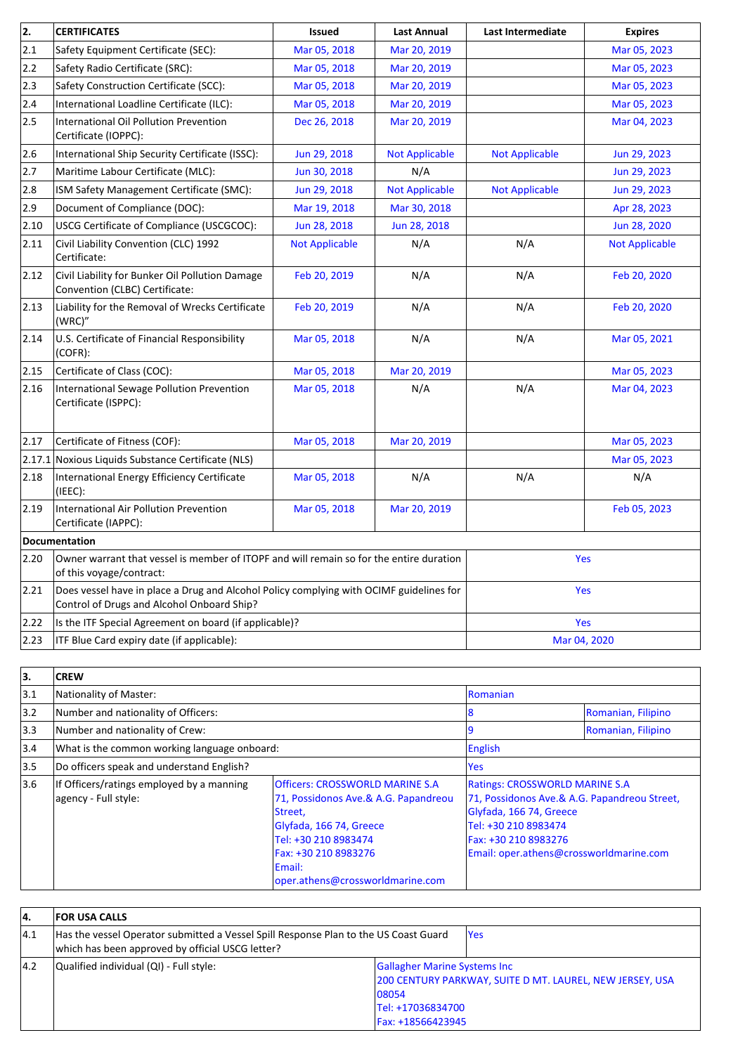| 2. | CERTIFICATES | Issued | Last Annual | Last Intermediate | Expires |
|---|---|---|---|---|---|
| 2.1 | Safety Equipment Certificate (SEC): | Mar 05, 2018 | Mar 20, 2019 | | Mar 05, 2023 |
| 2.2 | Safety Radio Certificate (SRC): | Mar 05, 2018 | Mar 20, 2019 | | Mar 05, 2023 |
| 2.3 | Safety Construction Certificate (SCC): | Mar 05, 2018 | Mar 20, 2019 | | Mar 05, 2023 |
| 2.4 | International Loadline Certificate (ILC): | Mar 05, 2018 | Mar 20, 2019 | | Mar 05, 2023 |
| 2.5 | International Oil Pollution Prevention Certificate (IOPPC): | Dec 26, 2018 | Mar 20, 2019 | | Mar 04, 2023 |
| 2.6 | International Ship Security Certificate (ISSC): | Jun 29, 2018 | Not Applicable | Not Applicable | Jun 29, 2023 |
| 2.7 | Maritime Labour Certificate (MLC): | Jun 30, 2018 | N/A | | Jun 29, 2023 |
| 2.8 | ISM Safety Management Certificate (SMC): | Jun 29, 2018 | Not Applicable | Not Applicable | Jun 29, 2023 |
| 2.9 | Document of Compliance (DOC): | Mar 19, 2018 | Mar 30, 2018 | | Apr 28, 2023 |
| 2.10 | USCG Certificate of Compliance (USCGCOC): | Jun 28, 2018 | Jun 28, 2018 | | Jun 28, 2020 |
| 2.11 | Civil Liability Convention (CLC) 1992 Certificate: | Not Applicable | N/A | N/A | Not Applicable |
| 2.12 | Civil Liability for Bunker Oil Pollution Damage Convention (CLBC) Certificate: | Feb 20, 2019 | N/A | N/A | Feb 20, 2020 |
| 2.13 | Liability for the Removal of Wrecks Certificate (WRC)" | Feb 20, 2019 | N/A | N/A | Feb 20, 2020 |
| 2.14 | U.S. Certificate of Financial Responsibility (COFR): | Mar 05, 2018 | N/A | N/A | Mar 05, 2021 |
| 2.15 | Certificate of Class (COC): | Mar 05, 2018 | Mar 20, 2019 | | Mar 05, 2023 |
| 2.16 | International Sewage Pollution Prevention Certificate (ISPPC): | Mar 05, 2018 | N/A | N/A | Mar 04, 2023 |
| 2.17 | Certificate of Fitness (COF): | Mar 05, 2018 | Mar 20, 2019 | | Mar 05, 2023 |
| 2.17.1 | Noxious Liquids Substance Certificate (NLS) | | | | Mar 05, 2023 |
| 2.18 | International Energy Efficiency Certificate (IEEC): | Mar 05, 2018 | N/A | N/A | N/A |
| 2.19 | International Air Pollution Prevention Certificate (IAPPC): | Mar 05, 2018 | Mar 20, 2019 | | Feb 05, 2023 |
| | **Documentation** | | | | |
| 2.20 | Owner warrant that vessel is member of ITOPF and will remain so for the entire duration of this voyage/contract: | | | Yes | |
| 2.21 | Does vessel have in place a Drug and Alcohol Policy complying with OCIMF guidelines for Control of Drugs and Alcohol Onboard Ship? | | | Yes | |
| 2.22 | Is the ITF Special Agreement on board (if applicable)? | | | Yes | |
| 2.23 | ITF Blue Card expiry date (if applicable): | | | Mar 04, 2020 | |

| 3. | CREW | | | |
|---|---|---|---|---|
| 3.1 | Nationality of Master: | | Romanian | |
| 3.2 | Number and nationality of Officers: | | 8 | Romanian, Filipino |
| 3.3 | Number and nationality of Crew: | | 9 | Romanian, Filipino |
| 3.4 | What is the common working language onboard: | | English | |
| 3.5 | Do officers speak and understand English? | | Yes | |
| 3.6 | If Officers/ratings employed by a manning agency - Full style: | Officers: CROSSWORLD MARINE S.A<br>71, Possidonos Ave.& A.G. Papandreou Street,<br>Glyfada, 166 74, Greece<br>Tel: +30 210 8983474<br>Fax: +30 210 8983276<br>Email: oper.athens@crossworldmarine.com | Ratings: CROSSWORLD MARINE S.A<br>71, Possidonos Ave.& A.G. Papandreou Street,<br>Glyfada, 166 74, Greece<br>Tel: +30 210 8983474<br>Fax: +30 210 8983276<br>Email: oper.athens@crossworldmarine.com | |

| 4. | FOR USA CALLS | |
|---|---|---|
| 4.1 | Has the vessel Operator submitted a Vessel Spill Response Plan to the US Coast Guard which has been approved by official USCG letter? | Yes |
| 4.2 | Qualified individual (QI) - Full style: | Gallagher Marine Systems Inc<br>200 CENTURY PARKWAY, SUITE D MT. LAUREL, NEW JERSEY, USA 08054<br>Tel: +17036834700<br>Fax: +18566423945 |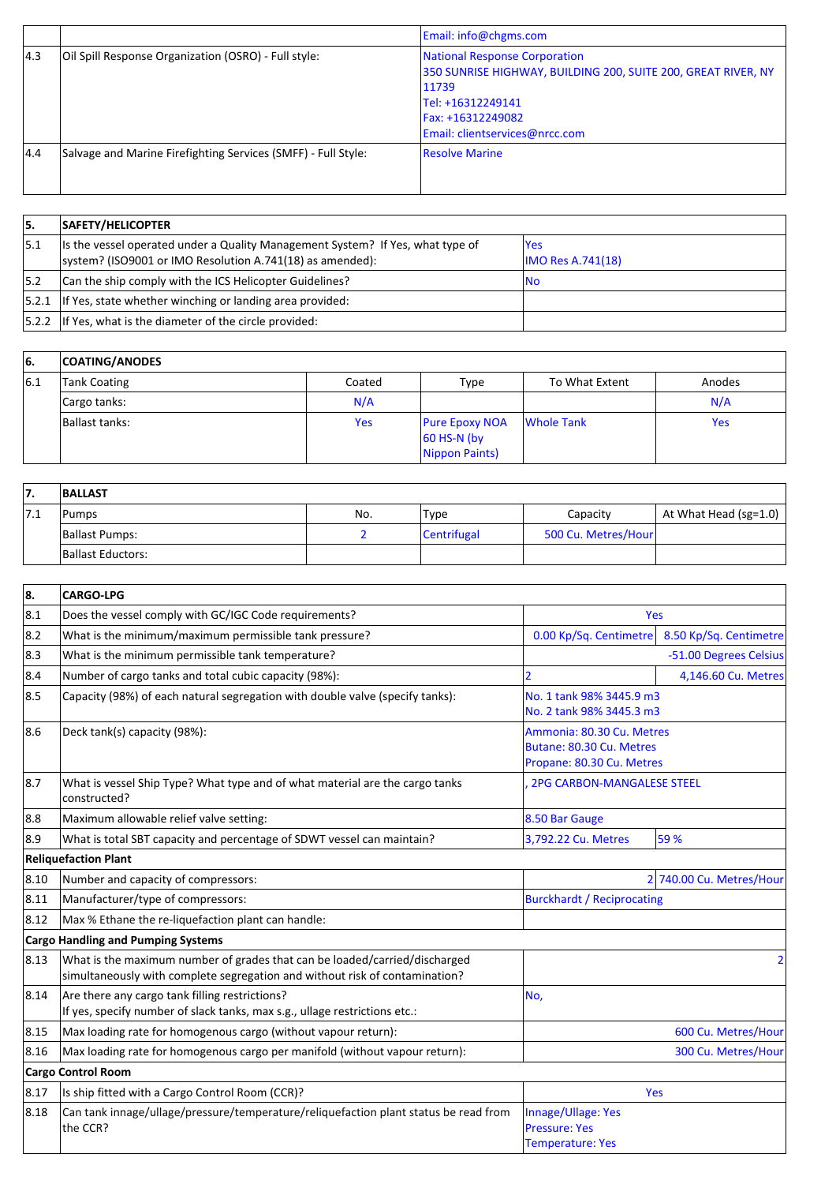| | | |
|---|---|---|
| | | Email: info@chgms.com |
| 4.3 | Oil Spill Response Organization (OSRO) - Full style: | National Response Corporation<br>350 SUNRISE HIGHWAY, BUILDING 200, SUITE 200, GREAT RIVER, NY 11739<br>Tel: +16312249141<br>Fax: +16312249082<br>Email: clientservices@nrcc.com |
| 4.4 | Salvage and Marine Firefighting Services (SMFF) - Full Style: | Resolve Marine |

| 5. | SAFETY/HELICOPTER | |
|---|---|---|
| 5.1 | Is the vessel operated under a Quality Management System? If Yes, what type of system? (ISO9001 or IMO Resolution A.741(18) as amended): | Yes<br>IMO Res A.741(18) |
| 5.2 | Can the ship comply with the ICS Helicopter Guidelines? | No |
| 5.2.1 | If Yes, state whether winching or landing area provided: | |
| 5.2.2 | If Yes, what is the diameter of the circle provided: | |

| 6. | COATING/ANODES | | | | |
|---|---|---|---|---|---|
| 6.1 | Tank Coating | Coated | Type | To What Extent | Anodes |
| | Cargo tanks: | N/A | | | N/A |
| | Ballast tanks: | Yes | Pure Epoxy NOA 60 HS-N (by Nippon Paints) | Whole Tank | Yes |

| 7. | BALLAST | | | | |
|---|---|---|---|---|---|
| 7.1 | Pumps | No. | Type | Capacity | At What Head (sg=1.0) |
| | Ballast Pumps: | 2 | Centrifugal | 500 Cu. Metres/Hour | |
| | Ballast Eductors: | | | | |

| 8. | CARGO-LPG | | |
|---|---|---|---|
| 8.1 | Does the vessel comply with GC/IGC Code requirements? | Yes | |
| 8.2 | What is the minimum/maximum permissible tank pressure? | 0.00 Kp/Sq. Centimetre | 8.50 Kp/Sq. Centimetre |
| 8.3 | What is the minimum permissible tank temperature? | | -51.00 Degrees Celsius |
| 8.4 | Number of cargo tanks and total cubic capacity (98%): | 2 | 4,146.60 Cu. Metres |
| 8.5 | Capacity (98%) of each natural segregation with double valve (specify tanks): | No. 1 tank 98% 3445.9 m3<br>No. 2 tank 98% 3445.3 m3 | |
| 8.6 | Deck tank(s) capacity (98%): | Ammonia: 80.30 Cu. Metres<br>Butane: 80.30 Cu. Metres<br>Propane: 80.30 Cu. Metres | |
| 8.7 | What is vessel Ship Type? What type and of what material are the cargo tanks constructed? | , 2PG CARBON-MANGALESE STEEL | |
| 8.8 | Maximum allowable relief valve setting: | 8.50 Bar Gauge | |
| 8.9 | What is total SBT capacity and percentage of SDWT vessel can maintain? | 3,792.22 Cu. Metres | 59 % |
| **Reliquefaction Plant** | | | |
| 8.10 | Number and capacity of compressors: | 2 | 740.00 Cu. Metres/Hour |
| 8.11 | Manufacturer/type of compressors: | Burckhardt / Reciprocating | |
| 8.12 | Max % Ethane the re-liquefaction plant can handle: | | |
| **Cargo Handling and Pumping Systems** | | | |
| 8.13 | What is the maximum number of grades that can be loaded/carried/discharged simultaneously with complete segregation and without risk of contamination? | | 2 |
| 8.14 | Are there any cargo tank filling restrictions?<br>If yes, specify number of slack tanks, max s.g., ullage restrictions etc.: | No, | |
| 8.15 | Max loading rate for homogenous cargo (without vapour return): | | 600 Cu. Metres/Hour |
| 8.16 | Max loading rate for homogenous cargo per manifold (without vapour return): | | 300 Cu. Metres/Hour |
| **Cargo Control Room** | | | |
| 8.17 | Is ship fitted with a Cargo Control Room (CCR)? | Yes | |
| 8.18 | Can tank innage/ullage/pressure/temperature/reliquefaction plant status be read from the CCR? | Innage/Ullage: Yes<br>Pressure: Yes<br>Temperature: Yes | |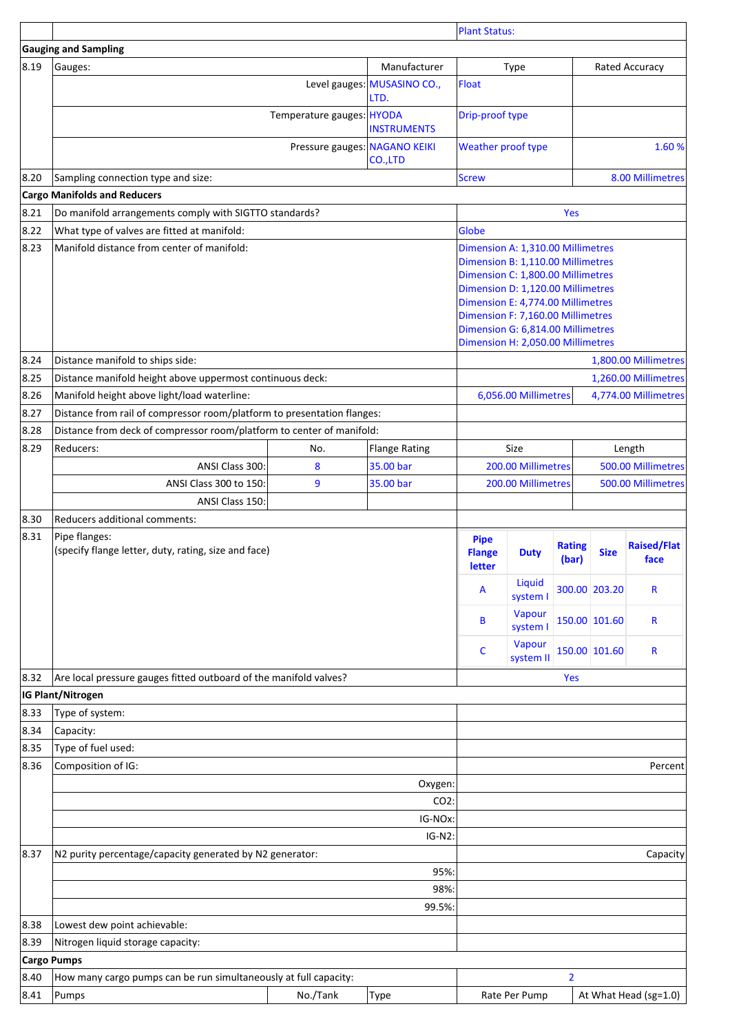| | | | | | Plant Status: | | |
|---|---|---|---|---|---|---|---|
| **Gauging and Sampling** | | | | | | | |
| 8.19 | Gauges: | | | Manufacturer | Type | | Rated Accuracy |
| | Level gauges: | | | MUSASINO CO., LTD. | Float | | |
| | Temperature gauges: | | | HYODA INSTRUMENTS | Drip-proof type | | |
| | Pressure gauges: | | | NAGANO KEIKI CO.,LTD | Weather proof type | | 1.60 % |
| 8.20 | Sampling connection type and size: | | | | Screw | | 8.00 Millimetres |
| **Cargo Manifolds and Reducers** | | | | | | | |
| 8.21 | Do manifold arrangements comply with SIGTTO standards? | | | | Yes | | |
| 8.22 | What type of valves are fitted at manifold: | | | | Globe | | |
| 8.23 | Manifold distance from center of manifold: | | | | Dimension A: 1,310.00 Millimetres<br>Dimension B: 1,110.00 Millimetres<br>Dimension C: 1,800.00 Millimetres<br>Dimension D: 1,120.00 Millimetres<br>Dimension E: 4,774.00 Millimetres<br>Dimension F: 7,160.00 Millimetres<br>Dimension G: 6,814.00 Millimetres<br>Dimension H: 2,050.00 Millimetres | | |
| 8.24 | Distance manifold to ships side: | | | | | | 1,800.00 Millimetres |
| 8.25 | Distance manifold height above uppermost continuous deck: | | | | | | 1,260.00 Millimetres |
| 8.26 | Manifold height above light/load waterline: | | | | 6,056.00 Millimetres | | 4,774.00 Millimetres |
| 8.27 | Distance from rail of compressor room/platform to presentation flanges: | | | | | | |
| 8.28 | Distance from deck of compressor room/platform to center of manifold: | | | | | | |
| 8.29 | Reducers: | No. | | Flange Rating | Size | | Length |
| | ANSI Class 300: | 8 | | 35.00 bar | 200.00 Millimetres | | 500.00 Millimetres |
| | ANSI Class 300 to 150: | 9 | | 35.00 bar | 200.00 Millimetres | | 500.00 Millimetres |
| | ANSI Class 150: | | | | | | |
| 8.30 | Reducers additional comments: | | | | | | |
| 8.32 | Are local pressure gauges fitted outboard of the manifold valves? | | | | Yes | | |

**8.31 Pipe flanges:** (specify flange letter, duty, rating, size and face)

| Pipe Flange letter | Duty | Rating (bar) | Size | Raised/Flat face |
|---|---|---|---|---|
| A | Liquid system I | 300.00 | 203.20 | R |
| B | Vapour system I | 150.00 | 101.60 | R |
| C | Vapour system II | 150.00 | 101.60 | R |

| | | | |
|---|---|---|---|
| **IG Plant/Nitrogen** | | | |
| 8.33 | Type of system: | | |
| 8.34 | Capacity: | | |
| 8.35 | Type of fuel used: | | |
| 8.36 | Composition of IG: | | Percent |
| | | Oxygen: | |
| | | CO2: | |
| | | IG-NOx: | |
| | | IG-N2: | |
| 8.37 | N2 purity percentage/capacity generated by N2 generator: | | Capacity |
| | | 95%: | |
| | | 98%: | |
| | | 99.5%: | |
| 8.38 | Lowest dew point achievable: | | |
| 8.39 | Nitrogen liquid storage capacity: | | |

| | | | | | |
|---|---|---|---|---|---|
| **Cargo Pumps** | | | | | |
| 8.40 | How many cargo pumps can be run simultaneously at full capacity: | | | 2 | |
| 8.41 | Pumps | No./Tank | Type | Rate Per Pump | At What Head (sg=1.0) |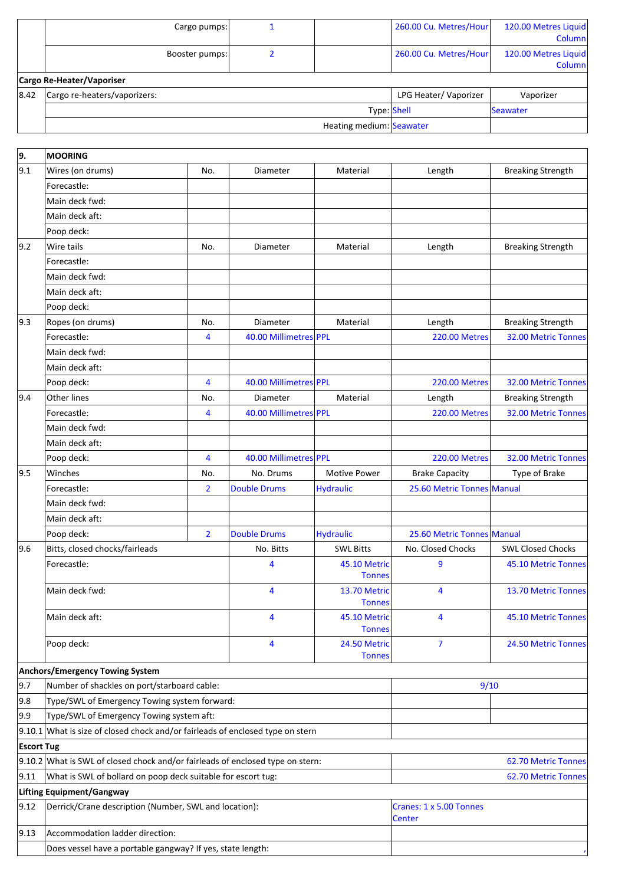| | | | | | |
|---|---|---|---|---|---|
| | Cargo pumps: | 1 | | 260.00 Cu. Metres/Hour | 120.00 Metres Liquid Column |
| | Booster pumps: | 2 | | 260.00 Cu. Metres/Hour | 120.00 Metres Liquid Column |
| **Cargo Re-Heater/Vaporiser** | | | | | |
| 8.42 | Cargo re-heaters/vaporizers: | | | LPG Heater/ Vaporizer | Vaporizer |
| | | | Type: | Shell | Seawater |
| | | | Heating medium: | Seawater | |

| | | | | | | |
|---|---|---|---|---|---|---|
| **9.** | **MOORING** | | | | | |
| 9.1 | Wires (on drums) | No. | Diameter | Material | Length | Breaking Strength |
| | Forecastle: | | | | | |
| | Main deck fwd: | | | | | |
| | Main deck aft: | | | | | |
| | Poop deck: | | | | | |
| 9.2 | Wire tails | No. | Diameter | Material | Length | Breaking Strength |
| | Forecastle: | | | | | |
| | Main deck fwd: | | | | | |
| | Main deck aft: | | | | | |
| | Poop deck: | | | | | |
| 9.3 | Ropes (on drums) | No. | Diameter | Material | Length | Breaking Strength |
| | Forecastle: | 4 | 40.00 Millimetres | PPL | 220.00 Metres | 32.00 Metric Tonnes |
| | Main deck fwd: | | | | | |
| | Main deck aft: | | | | | |
| | Poop deck: | 4 | 40.00 Millimetres | PPL | 220.00 Metres | 32.00 Metric Tonnes |
| 9.4 | Other lines | No. | Diameter | Material | Length | Breaking Strength |
| | Forecastle: | 4 | 40.00 Millimetres | PPL | 220.00 Metres | 32.00 Metric Tonnes |
| | Main deck fwd: | | | | | |
| | Main deck aft: | | | | | |
| | Poop deck: | 4 | 40.00 Millimetres | PPL | 220.00 Metres | 32.00 Metric Tonnes |
| 9.5 | Winches | No. | No. Drums | Motive Power | Brake Capacity | Type of Brake |
| | Forecastle: | 2 | Double Drums | Hydraulic | 25.60 Metric Tonnes | Manual |
| | Main deck fwd: | | | | | |
| | Main deck aft: | | | | | |
| | Poop deck: | 2 | Double Drums | Hydraulic | 25.60 Metric Tonnes | Manual |
| 9.6 | Bitts, closed chocks/fairleads | | No. Bitts | SWL Bitts | No. Closed Chocks | SWL Closed Chocks |
| | Forecastle: | | 4 | 45.10 Metric Tonnes | 9 | 45.10 Metric Tonnes |
| | Main deck fwd: | | 4 | 13.70 Metric Tonnes | 4 | 13.70 Metric Tonnes |
| | Main deck aft: | | 4 | 45.10 Metric Tonnes | 4 | 45.10 Metric Tonnes |
| | Poop deck: | | 4 | 24.50 Metric Tonnes | 7 | 24.50 Metric Tonnes |
| **Anchors/Emergency Towing System** | | | | | | |
| 9.7 | Number of shackles on port/starboard cable: | | | | 9/10 | |
| 9.8 | Type/SWL of Emergency Towing system forward: | | | | | |
| 9.9 | Type/SWL of Emergency Towing system aft: | | | | | |
| 9.10.1 | What is size of closed chock and/or fairleads of enclosed type on stern | | | | | |
| **Escort Tug** | | | | | | |
| 9.10.2 | What is SWL of closed chock and/or fairleads of enclosed type on stern: | | | | | 62.70 Metric Tonnes |
| 9.11 | What is SWL of bollard on poop deck suitable for escort tug: | | | | | 62.70 Metric Tonnes |
| **Lifting Equipment/Gangway** | | | | | | |
| 9.12 | Derrick/Crane description (Number, SWL and location): | | | | Cranes: 1 x 5.00 Tonnes Center | |
| 9.13 | Accommodation ladder direction: | | | | | |
| | Does vessel have a portable gangway? If yes, state length: | | | | | , |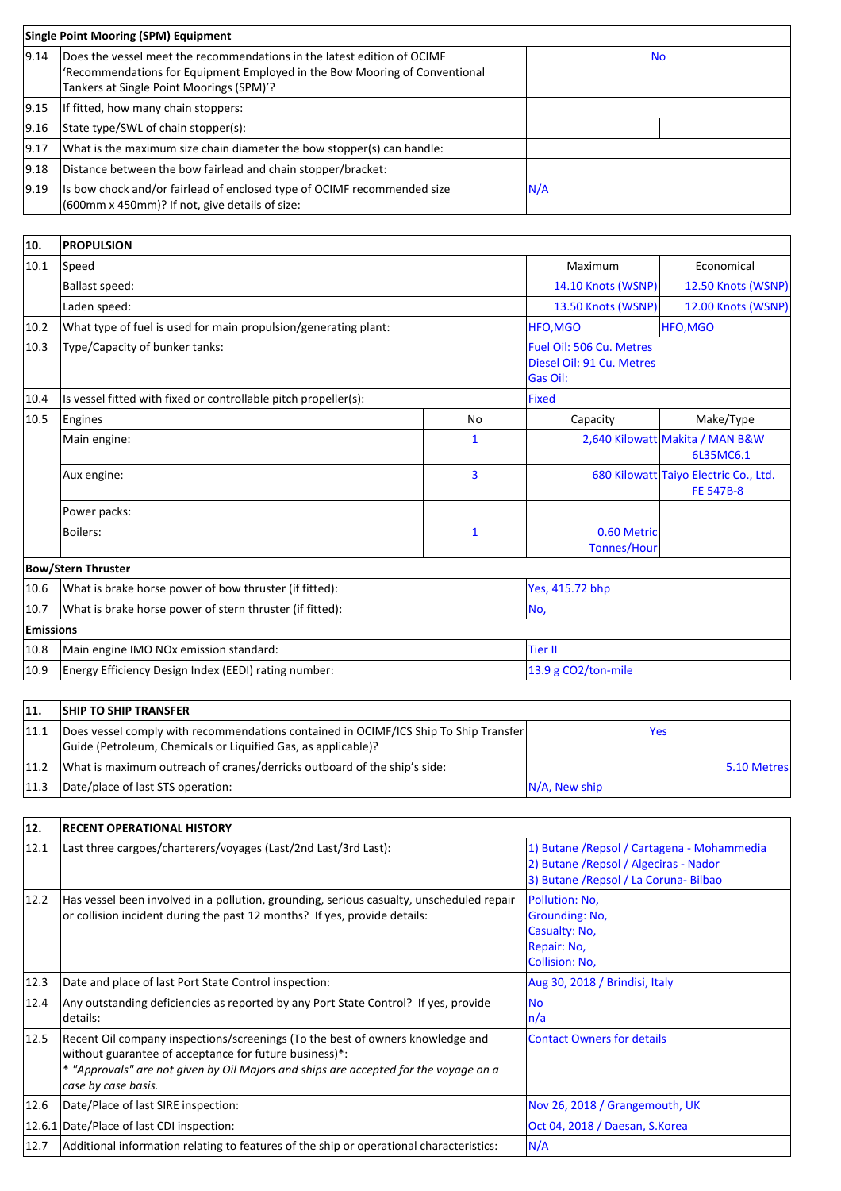| Single Point Mooring (SPM) Equipment | | | |
|---|---|---|---|
| 9.14 | Does the vessel meet the recommendations in the latest edition of OCIMF 'Recommendations for Equipment Employed in the Bow Mooring of Conventional Tankers at Single Point Moorings (SPM)'? | No | |
| 9.15 | If fitted, how many chain stoppers: | | |
| 9.16 | State type/SWL of chain stopper(s): | | |
| 9.17 | What is the maximum size chain diameter the bow stopper(s) can handle: | | |
| 9.18 | Distance between the bow fairlead and chain stopper/bracket: | | |
| 9.19 | Is bow chock and/or fairlead of enclosed type of OCIMF recommended size (600mm x 450mm)? If not, give details of size: | N/A | |

| 10. | PROPULSION | | | |
|---|---|---|---|---|
| 10.1 | Speed | | Maximum | Economical |
| | Ballast speed: | | 14.10 Knots (WSNP) | 12.50 Knots (WSNP) |
| | Laden speed: | | 13.50 Knots (WSNP) | 12.00 Knots (WSNP) |
| 10.2 | What type of fuel is used for main propulsion/generating plant: | | HFO,MGO | HFO,MGO |
| 10.3 | Type/Capacity of bunker tanks: | | Fuel Oil: 506 Cu. Metres<br>Diesel Oil: 91 Cu. Metres<br>Gas Oil: | |
| 10.4 | Is vessel fitted with fixed or controllable pitch propeller(s): | | Fixed | |
| 10.5 | Engines | No | Capacity | Make/Type |
| | Main engine: | 1 | 2,640 Kilowatt | Makita / MAN B&W 6L35MC6.1 |
| | Aux engine: | 3 | 680 Kilowatt | Taiyo Electric Co., Ltd. FE 547B-8 |
| | Power packs: | | | |
| | Boilers: | 1 | 0.60 Metric Tonnes/Hour | |
| **Bow/Stern Thruster** | | | | |
| 10.6 | What is brake horse power of bow thruster (if fitted): | | Yes, 415.72 bhp | |
| 10.7 | What is brake horse power of stern thruster (if fitted): | | No, | |
| **Emissions** | | | | |
| 10.8 | Main engine IMO NOx emission standard: | | Tier II | |
| 10.9 | Energy Efficiency Design Index (EEDI) rating number: | | 13.9 g CO2/ton-mile | |

| 11. | SHIP TO SHIP TRANSFER | |
|---|---|---|
| 11.1 | Does vessel comply with recommendations contained in OCIMF/ICS Ship To Ship Transfer Guide (Petroleum, Chemicals or Liquified Gas, as applicable)? | Yes |
| 11.2 | What is maximum outreach of cranes/derricks outboard of the ship's side: | 5.10 Metres |
| 11.3 | Date/place of last STS operation: | N/A, New ship |

| 12. | RECENT OPERATIONAL HISTORY | |
|---|---|---|
| 12.1 | Last three cargoes/charterers/voyages (Last/2nd Last/3rd Last): | 1) Butane /Repsol / Cartagena - Mohammedia<br>2) Butane /Repsol / Algeciras - Nador<br>3) Butane /Repsol / La Coruna- Bilbao |
| 12.2 | Has vessel been involved in a pollution, grounding, serious casualty, unscheduled repair or collision incident during the past 12 months? If yes, provide details: | Pollution: No,<br>Grounding: No,<br>Casualty: No,<br>Repair: No,<br>Collision: No, |
| 12.3 | Date and place of last Port State Control inspection: | Aug 30, 2018 / Brindisi, Italy |
| 12.4 | Any outstanding deficiencies as reported by any Port State Control? If yes, provide details: | No<br>n/a |
| 12.5 | Recent Oil company inspections/screenings (To the best of owners knowledge and without guarantee of acceptance for future business)*:<br>* *"Approvals" are not given by Oil Majors and ships are accepted for the voyage on a case by case basis.* | Contact Owners for details |
| 12.6 | Date/Place of last SIRE inspection: | Nov 26, 2018 / Grangemouth, UK |
| 12.6.1 | Date/Place of last CDI inspection: | Oct 04, 2018 / Daesan, S.Korea |
| 12.7 | Additional information relating to features of the ship or operational characteristics: | N/A |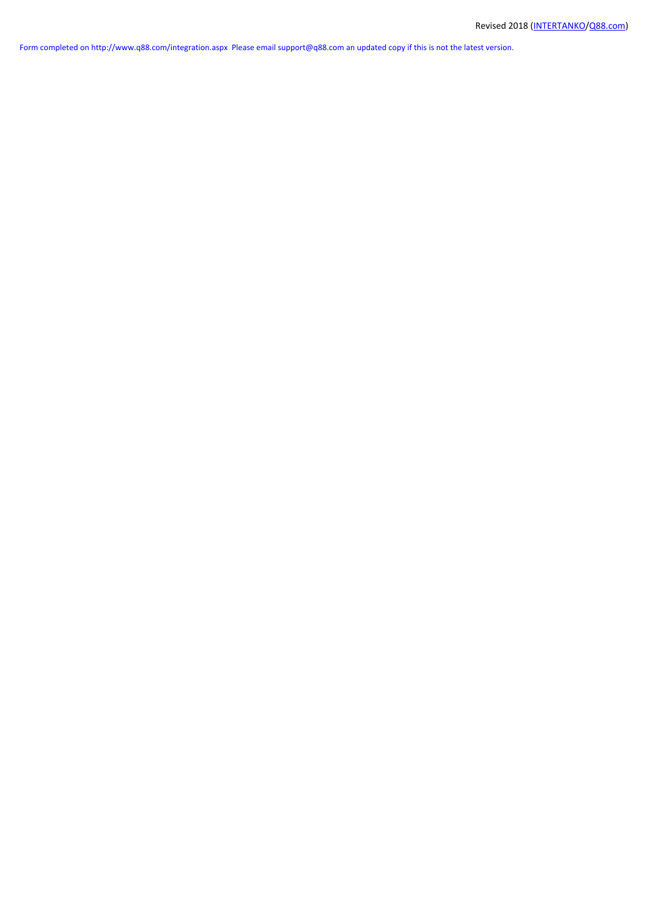Form completed on http://www.q88.com/integration.aspx Please email support@q88.com an updated copy if this is not the latest version.